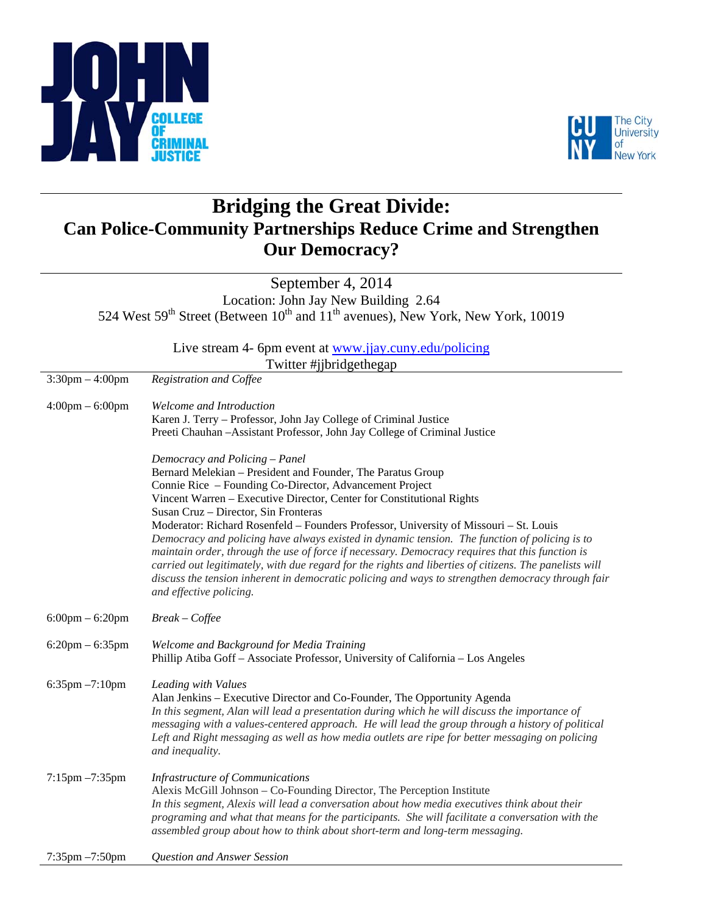JOHN JAY COLLEGE OF CRIMINAL JUSTICE

The City University of New York

# Bridging the Great Divide:
## Can Police-Community Partnerships Reduce Crime and Strengthen Our Democracy?

September 4, 2014

Location: John Jay New Building 2.64

524 West 59th Street (Between 10th and 11th avenues), New York, New York, 10019

Live stream 4- 6pm event at www.jjay.cuny.edu/policing

Twitter #jjbridgethegap

| | |
|---|---|
| 3:30pm – 4:00pm | *Registration and Coffee* |
| 4:00pm – 6:00pm | *Welcome and Introduction*<br>Karen J. Terry – Professor, John Jay College of Criminal Justice<br>Preeti Chauhan –Assistant Professor, John Jay College of Criminal Justice<br><br>*Democracy and Policing – Panel*<br>Bernard Melekian – President and Founder, The Paratus Group<br>Connie Rice – Founding Co-Director, Advancement Project<br>Vincent Warren – Executive Director, Center for Constitutional Rights<br>Susan Cruz – Director, Sin Fronteras<br>Moderator: Richard Rosenfeld – Founders Professor, University of Missouri – St. Louis<br>*Democracy and policing have always existed in dynamic tension. The function of policing is to maintain order, through the use of force if necessary. Democracy requires that this function is carried out legitimately, with due regard for the rights and liberties of citizens. The panelists will discuss the tension inherent in democratic policing and ways to strengthen democracy through fair and effective policing.* |
| 6:00pm – 6:20pm | *Break – Coffee* |
| 6:20pm – 6:35pm | *Welcome and Background for Media Training*<br>Phillip Atiba Goff – Associate Professor, University of California – Los Angeles |
| 6:35pm –7:10pm | *Leading with Values*<br>Alan Jenkins – Executive Director and Co-Founder, The Opportunity Agenda<br>*In this segment, Alan will lead a presentation during which he will discuss the importance of messaging with a values-centered approach. He will lead the group through a history of political Left and Right messaging as well as how media outlets are ripe for better messaging on policing and inequality.* |
| 7:15pm –7:35pm | *Infrastructure of Communications*<br>Alexis McGill Johnson – Co-Founding Director, The Perception Institute<br>*In this segment, Alexis will lead a conversation about how media executives think about their programing and what that means for the participants. She will facilitate a conversation with the assembled group about how to think about short-term and long-term messaging.* |
| 7:35pm –7:50pm | *Question and Answer Session* |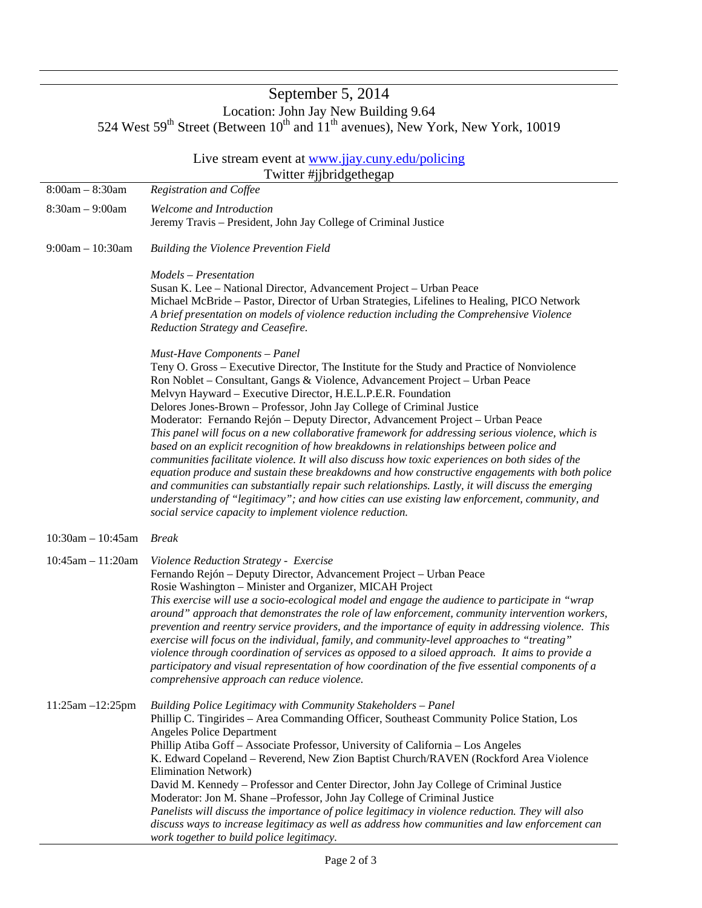September 5, 2014

Location: John Jay New Building 9.64

524 West 59th Street (Between 10th and 11th avenues), New York, New York, 10019

Live stream event at [www.jjay.cuny.edu/policing](http://www.jjay.cuny.edu/policing)

Twitter #jjbridgethegap

| | |
|---|---|
| 8:00am – 8:30am | *Registration and Coffee* |
| 8:30am – 9:00am | *Welcome and Introduction*<br>Jeremy Travis – President, John Jay College of Criminal Justice |
| 9:00am – 10:30am | *Building the Violence Prevention Field*<br><br>*Models – Presentation*<br>Susan K. Lee – National Director, Advancement Project – Urban Peace<br>Michael McBride – Pastor, Director of Urban Strategies, Lifelines to Healing, PICO Network<br>*A brief presentation on models of violence reduction including the Comprehensive Violence Reduction Strategy and Ceasefire.*<br><br>*Must-Have Components – Panel*<br>Teny O. Gross – Executive Director, The Institute for the Study and Practice of Nonviolence<br>Ron Noblet – Consultant, Gangs & Violence, Advancement Project – Urban Peace<br>Melvyn Hayward – Executive Director, H.E.L.P.E.R. Foundation<br>Delores Jones-Brown – Professor, John Jay College of Criminal Justice<br>Moderator: Fernando Rejón – Deputy Director, Advancement Project – Urban Peace<br>*This panel will focus on a new collaborative framework for addressing serious violence, which is based on an explicit recognition of how breakdowns in relationships between police and communities facilitate violence. It will also discuss how toxic experiences on both sides of the equation produce and sustain these breakdowns and how constructive engagements with both police and communities can substantially repair such relationships. Lastly, it will discuss the emerging understanding of "legitimacy"; and how cities can use existing law enforcement, community, and social service capacity to implement violence reduction.* |
| 10:30am – 10:45am | *Break* |
| 10:45am – 11:20am | *Violence Reduction Strategy - Exercise*<br>Fernando Rejón – Deputy Director, Advancement Project – Urban Peace<br>Rosie Washington – Minister and Organizer, MICAH Project<br>*This exercise will use a socio-ecological model and engage the audience to participate in "wrap around" approach that demonstrates the role of law enforcement, community intervention workers, prevention and reentry service providers, and the importance of equity in addressing violence. This exercise will focus on the individual, family, and community-level approaches to "treating" violence through coordination of services as opposed to a siloed approach. It aims to provide a participatory and visual representation of how coordination of the five essential components of a comprehensive approach can reduce violence.* |
| 11:25am –12:25pm | *Building Police Legitimacy with Community Stakeholders – Panel*<br>Phillip C. Tingirides – Area Commanding Officer, Southeast Community Police Station, Los Angeles Police Department<br>Phillip Atiba Goff – Associate Professor, University of California – Los Angeles<br>K. Edward Copeland – Reverend, New Zion Baptist Church/RAVEN (Rockford Area Violence Elimination Network)<br>David M. Kennedy – Professor and Center Director, John Jay College of Criminal Justice<br>Moderator: Jon M. Shane –Professor, John Jay College of Criminal Justice<br>*Panelists will discuss the importance of police legitimacy in violence reduction. They will also discuss ways to increase legitimacy as well as address how communities and law enforcement can work together to build police legitimacy.* |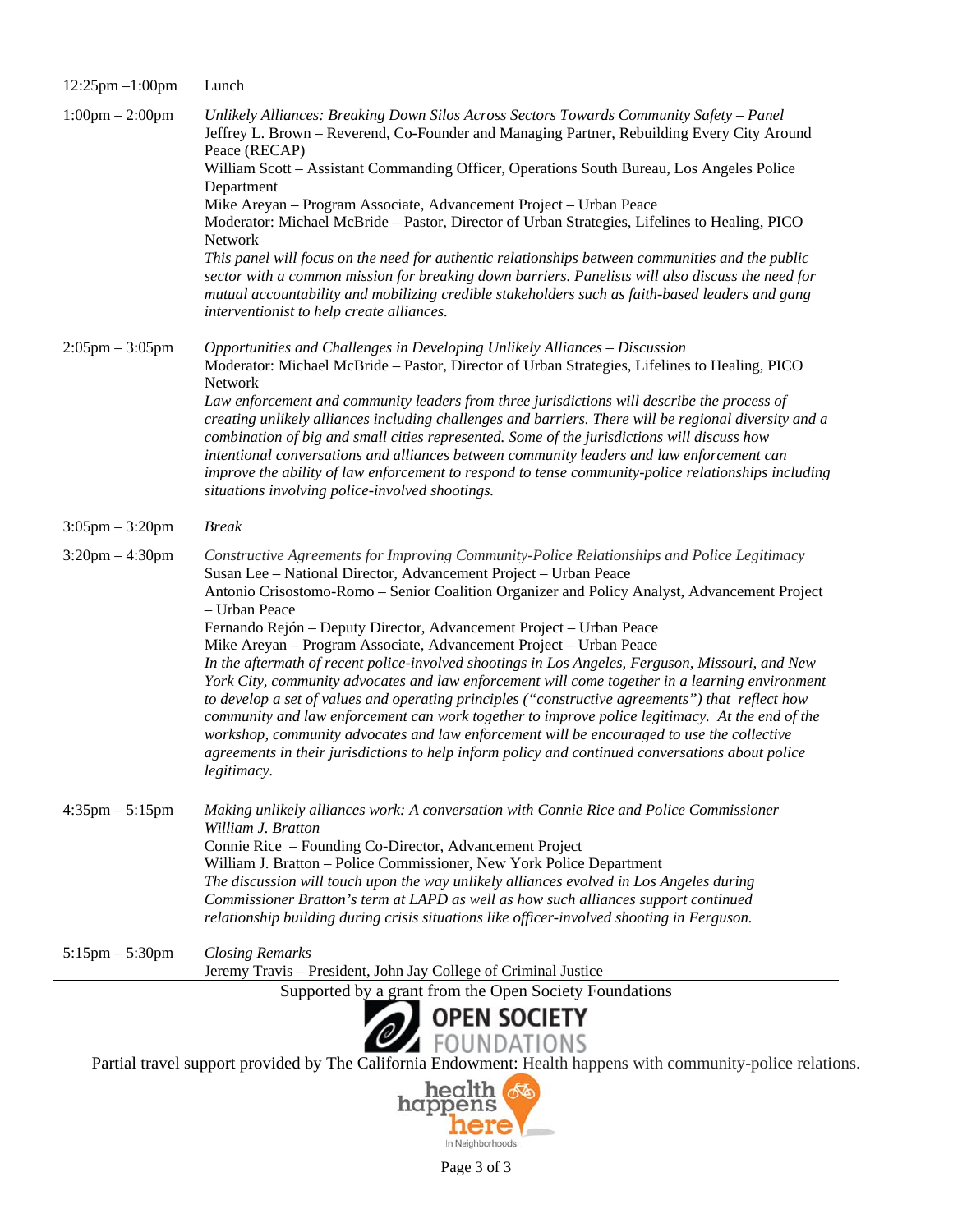| | |
|---|---|
| 12:25pm –1:00pm | Lunch |
| 1:00pm – 2:00pm | *Unlikely Alliances: Breaking Down Silos Across Sectors Towards Community Safety – Panel*<br>Jeffrey L. Brown – Reverend, Co-Founder and Managing Partner, Rebuilding Every City Around Peace (RECAP)<br>William Scott – Assistant Commanding Officer, Operations South Bureau, Los Angeles Police Department<br>Mike Areyan – Program Associate, Advancement Project – Urban Peace<br>Moderator: Michael McBride – Pastor, Director of Urban Strategies, Lifelines to Healing, PICO Network<br>*This panel will focus on the need for authentic relationships between communities and the public sector with a common mission for breaking down barriers. Panelists will also discuss the need for mutual accountability and mobilizing credible stakeholders such as faith-based leaders and gang interventionist to help create alliances.* |
| 2:05pm – 3:05pm | *Opportunities and Challenges in Developing Unlikely Alliances – Discussion*<br>Moderator: Michael McBride – Pastor, Director of Urban Strategies, Lifelines to Healing, PICO Network<br>*Law enforcement and community leaders from three jurisdictions will describe the process of creating unlikely alliances including challenges and barriers. There will be regional diversity and a combination of big and small cities represented. Some of the jurisdictions will discuss how intentional conversations and alliances between community leaders and law enforcement can improve the ability of law enforcement to respond to tense community-police relationships including situations involving police-involved shootings.* |
| 3:05pm – 3:20pm | *Break* |
| 3:20pm – 4:30pm | *Constructive Agreements for Improving Community-Police Relationships and Police Legitimacy*<br>Susan Lee – National Director, Advancement Project – Urban Peace<br>Antonio Crisostomo-Romo – Senior Coalition Organizer and Policy Analyst, Advancement Project – Urban Peace<br>Fernando Rejón – Deputy Director, Advancement Project – Urban Peace<br>Mike Areyan – Program Associate, Advancement Project – Urban Peace<br>*In the aftermath of recent police-involved shootings in Los Angeles, Ferguson, Missouri, and New York City, community advocates and law enforcement will come together in a learning environment to develop a set of values and operating principles ("constructive agreements") that reflect how community and law enforcement can work together to improve police legitimacy. At the end of the workshop, community advocates and law enforcement will be encouraged to use the collective agreements in their jurisdictions to help inform policy and continued conversations about police legitimacy.* |
| 4:35pm – 5:15pm | *Making unlikely alliances work: A conversation with Connie Rice and Police Commissioner William J. Bratton*<br>Connie Rice – Founding Co-Director, Advancement Project<br>William J. Bratton – Police Commissioner, New York Police Department<br>*The discussion will touch upon the way unlikely alliances evolved in Los Angeles during Commissioner Bratton's term at LAPD as well as how such alliances support continued relationship building during crisis situations like officer-involved shooting in Ferguson.* |
| 5:15pm – 5:30pm | *Closing Remarks*<br>Jeremy Travis – President, John Jay College of Criminal Justice |

Supported by a grant from the Open Society Foundations

OPEN SOCIETY FOUNDATIONS

Partial travel support provided by The California Endowment: Health happens with community-police relations.

health happens here
In Neighborhoods